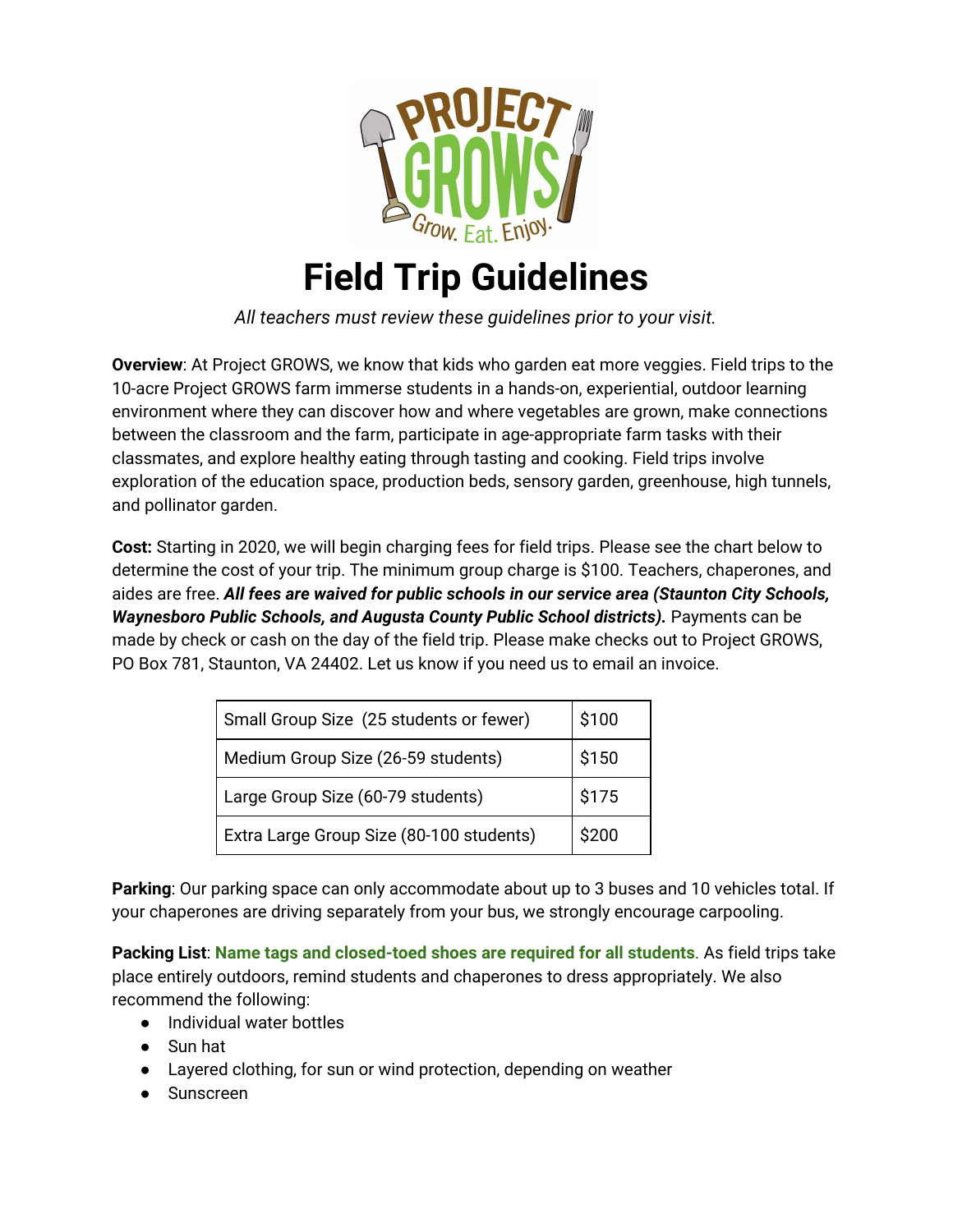# Field Trip Guidelines

*All teachers must review these guidelines prior to your visit.*

**Overview**: At Project GROWS, we know that kids who garden eat more veggies. Field trips to the 10-acre Project GROWS farm immerse students in a hands-on, experiential, outdoor learning environment where they can discover how and where vegetables are grown, make connections between the classroom and the farm, participate in age-appropriate farm tasks with their classmates, and explore healthy eating through tasting and cooking. Field trips involve exploration of the education space, production beds, sensory garden, greenhouse, high tunnels, and pollinator garden.

**Cost:** Starting in 2020, we will begin charging fees for field trips. Please see the chart below to determine the cost of your trip. The minimum group charge is $100. Teachers, chaperones, and aides are free. ***All fees are waived for public schools in our service area (Staunton City Schools, Waynesboro Public Schools, and Augusta County Public School districts).*** Payments can be made by check or cash on the day of the field trip. Please make checks out to Project GROWS, PO Box 781, Staunton, VA 24402. Let us know if you need us to email an invoice.

| Group Size | Cost |
|---|---|
| Small Group Size (25 students or fewer) | $100 |
| Medium Group Size (26-59 students) | $150 |
| Large Group Size (60-79 students) | $175 |
| Extra Large Group Size (80-100 students) | $200 |

**Parking**: Our parking space can only accommodate about up to 3 buses and 10 vehicles total. If your chaperones are driving separately from your bus, we strongly encourage carpooling.

**Packing List**: **Name tags and closed-toed shoes are required for all students**. As field trips take place entirely outdoors, remind students and chaperones to dress appropriately. We also recommend the following:

- Individual water bottles
- Sun hat
- Layered clothing, for sun or wind protection, depending on weather
- Sunscreen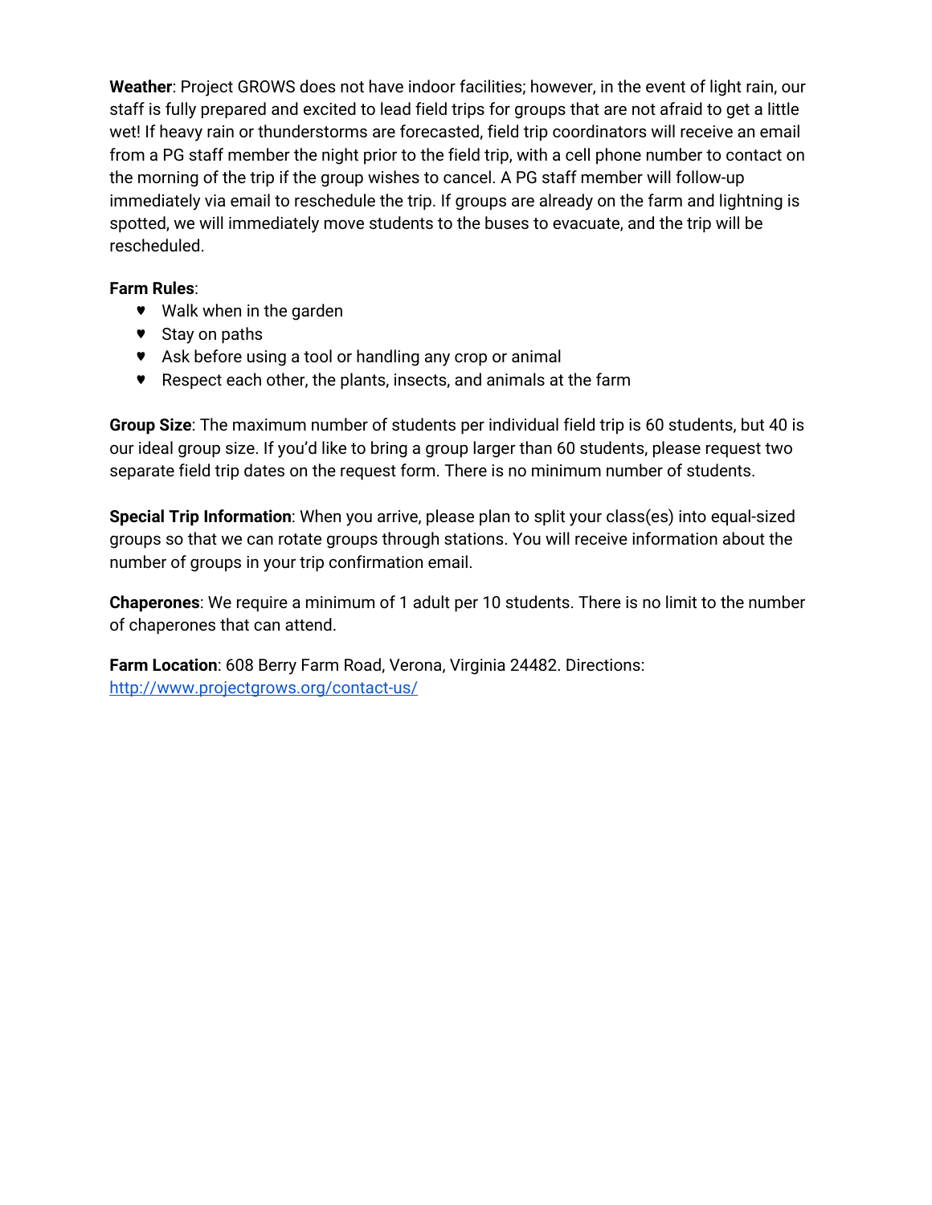**Weather**: Project GROWS does not have indoor facilities; however, in the event of light rain, our staff is fully prepared and excited to lead field trips for groups that are not afraid to get a little wet! If heavy rain or thunderstorms are forecasted, field trip coordinators will receive an email from a PG staff member the night prior to the field trip, with a cell phone number to contact on the morning of the trip if the group wishes to cancel. A PG staff member will follow-up immediately via email to reschedule the trip. If groups are already on the farm and lightning is spotted, we will immediately move students to the buses to evacuate, and the trip will be rescheduled.

**Farm Rules**:

- Walk when in the garden
- Stay on paths
- Ask before using a tool or handling any crop or animal
- Respect each other, the plants, insects, and animals at the farm

**Group Size**: The maximum number of students per individual field trip is 60 students, but 40 is our ideal group size. If you'd like to bring a group larger than 60 students, please request two separate field trip dates on the request form. There is no minimum number of students.

**Special Trip Information**: When you arrive, please plan to split your class(es) into equal-sized groups so that we can rotate groups through stations. You will receive information about the number of groups in your trip confirmation email.

**Chaperones**: We require a minimum of 1 adult per 10 students. There is no limit to the number of chaperones that can attend.

**Farm Location**: 608 Berry Farm Road, Verona, Virginia 24482. Directions: [http://www.projectgrows.org/contact-us/](http://www.projectgrows.org/contact-us/)